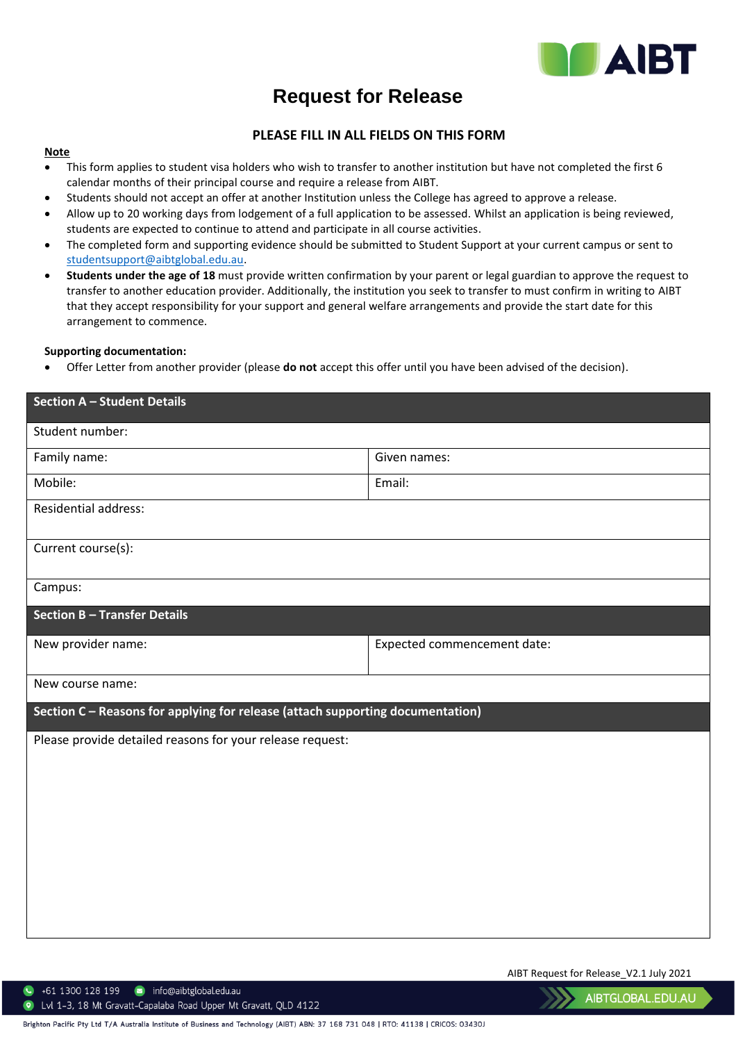# Request for Release

**PLEASE FILL IN ALL FIELDS ON THIS FORM**

**Note**

- This form applies to student visa holders who wish to transfer to another institution but have not completed the first 6 calendar months of their principal course and require a release from AIBT.
- Students should not accept an offer at another Institution unless the College has agreed to approve a release.
- Allow up to 20 working days from lodgement of a full application to be assessed. Whilst an application is being reviewed, students are expected to continue to attend and participate in all course activities.
- The completed form and supporting evidence should be submitted to Student Support at your current campus or sent to studentsupport@aibtglobal.edu.au.
- **Students under the age of 18** must provide written confirmation by your parent or legal guardian to approve the request to transfer to another education provider. Additionally, the institution you seek to transfer to must confirm in writing to AIBT that they accept responsibility for your support and general welfare arrangements and provide the start date for this arrangement to commence.

**Supporting documentation:**

- Offer Letter from another provider (please **do not** accept this offer until you have been advised of the decision).

| **Section A – Student Details** | |
|---|---|
| Student number: | |
| Family name: | Given names: |
| Mobile: | Email: |
| Residential address: | |
| Current course(s): | |
| Campus: | |
| **Section B – Transfer Details** | |
| New provider name: | Expected commencement date: |
| New course name: | |
| **Section C – Reasons for applying for release (attach supporting documentation)** | |
| Please provide detailed reasons for your release request: | |

AIBT Request for Release_V2.1 July 2021

+61 1300 128 199 | info@aibtglobal.edu.au | Lvl 1-3, 18 Mt Gravatt-Capalaba Road Upper Mt Gravatt, QLD 4122 | AIBTGLOBAL.EDU.AU

Brighton Pacific Pty Ltd T/A Australia Institute of Business and Technology (AIBT) ABN: 37 168 731 048 | RTO: 41138 | CRICOS: 03430J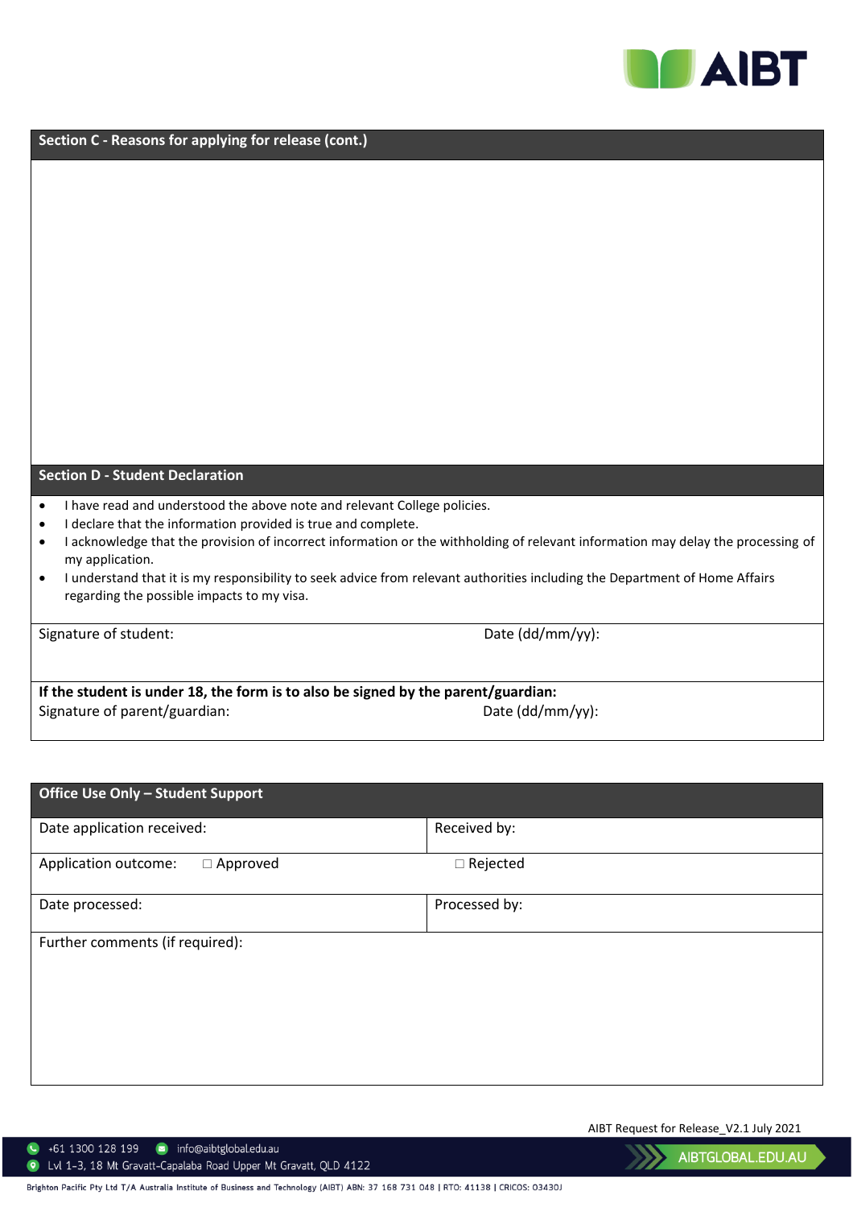## Section C - Reasons for applying for release (cont.)

## Section D - Student Declaration

- I have read and understood the above note and relevant College policies.
- I declare that the information provided is true and complete.
- I acknowledge that the provision of incorrect information or the withholding of relevant information may delay the processing of my application.
- I understand that it is my responsibility to seek advice from relevant authorities including the Department of Home Affairs regarding the possible impacts to my visa.

| | |
|---|---|
| Signature of student: | Date (dd/mm/yy): |

**If the student is under 18, the form is to also be signed by the parent/guardian:**

| | |
|---|---|
| Signature of parent/guardian: | Date (dd/mm/yy): |

## Office Use Only – Student Support

| | |
|---|---|
| Date application received: | Received by: |
| Application outcome: ☐ Approved | ☐ Rejected |
| Date processed: | Processed by: |
| Further comments (if required): | |

AIBT Request for Release_V2.1 July 2021